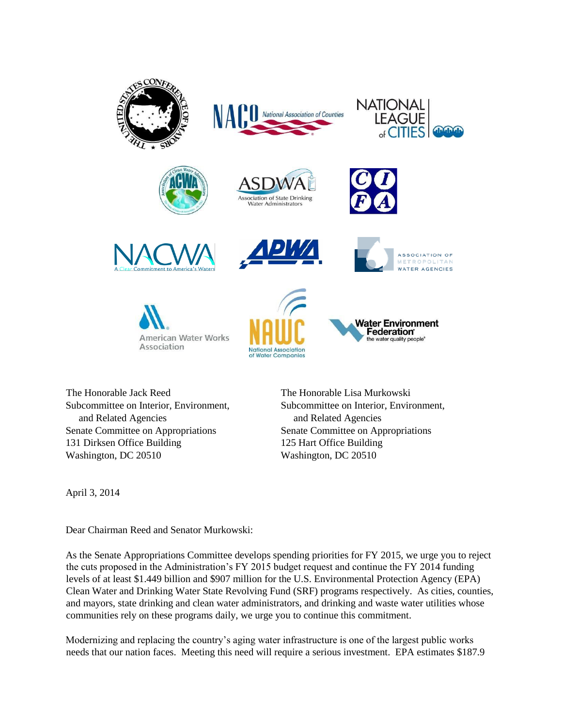The Honorable Jack Reed
Subcommittee on Interior, Environment, and Related Agencies
Senate Committee on Appropriations
131 Dirksen Office Building
Washington, DC 20510

The Honorable Lisa Murkowski
Subcommittee on Interior, Environment, and Related Agencies
Senate Committee on Appropriations
125 Hart Office Building
Washington, DC 20510

April 3, 2014

Dear Chairman Reed and Senator Murkowski:

As the Senate Appropriations Committee develops spending priorities for FY 2015, we urge you to reject the cuts proposed in the Administration's FY 2015 budget request and continue the FY 2014 funding levels of at least $1.449 billion and $907 million for the U.S. Environmental Protection Agency (EPA) Clean Water and Drinking Water State Revolving Fund (SRF) programs respectively. As cities, counties, and mayors, state drinking and clean water administrators, and drinking and waste water utilities whose communities rely on these programs daily, we urge you to continue this commitment.

Modernizing and replacing the country's aging water infrastructure is one of the largest public works needs that our nation faces. Meeting this need will require a serious investment. EPA estimates $187.9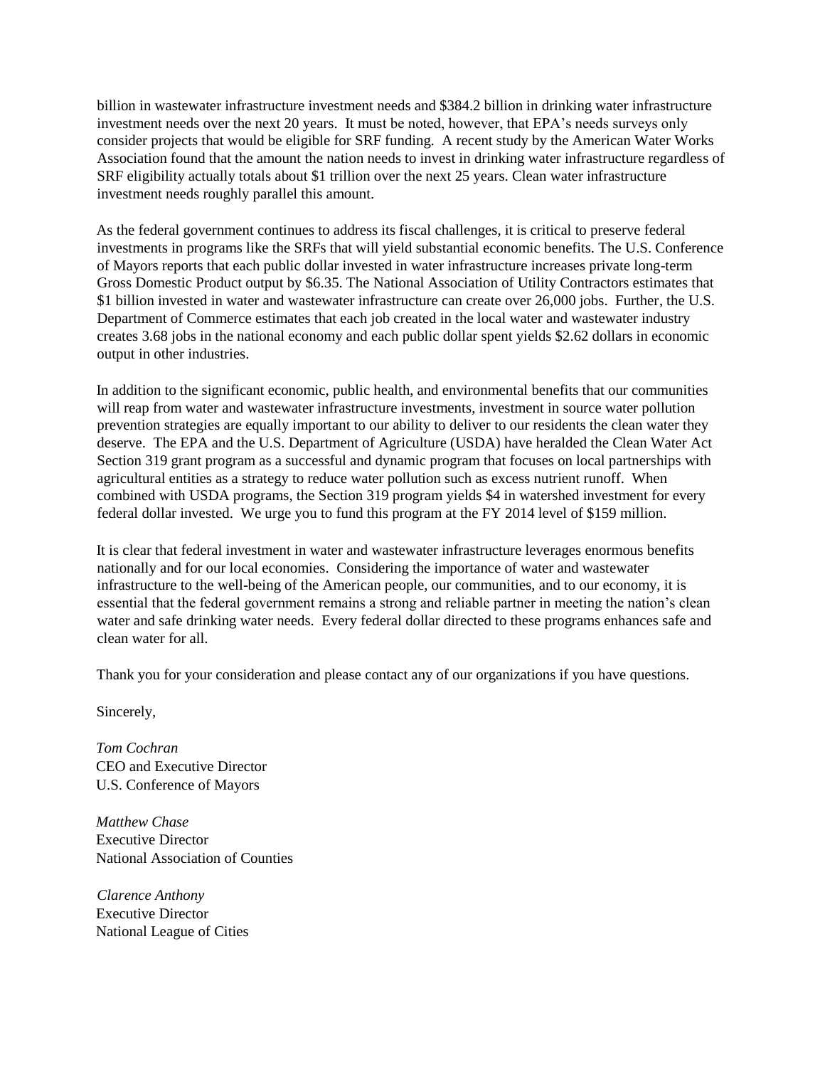billion in wastewater infrastructure investment needs and $384.2 billion in drinking water infrastructure investment needs over the next 20 years. It must be noted, however, that EPA's needs surveys only consider projects that would be eligible for SRF funding. A recent study by the American Water Works Association found that the amount the nation needs to invest in drinking water infrastructure regardless of SRF eligibility actually totals about $1 trillion over the next 25 years. Clean water infrastructure investment needs roughly parallel this amount.

As the federal government continues to address its fiscal challenges, it is critical to preserve federal investments in programs like the SRFs that will yield substantial economic benefits. The U.S. Conference of Mayors reports that each public dollar invested in water infrastructure increases private long-term Gross Domestic Product output by $6.35. The National Association of Utility Contractors estimates that $1 billion invested in water and wastewater infrastructure can create over 26,000 jobs. Further, the U.S. Department of Commerce estimates that each job created in the local water and wastewater industry creates 3.68 jobs in the national economy and each public dollar spent yields $2.62 dollars in economic output in other industries.

In addition to the significant economic, public health, and environmental benefits that our communities will reap from water and wastewater infrastructure investments, investment in source water pollution prevention strategies are equally important to our ability to deliver to our residents the clean water they deserve. The EPA and the U.S. Department of Agriculture (USDA) have heralded the Clean Water Act Section 319 grant program as a successful and dynamic program that focuses on local partnerships with agricultural entities as a strategy to reduce water pollution such as excess nutrient runoff. When combined with USDA programs, the Section 319 program yields $4 in watershed investment for every federal dollar invested. We urge you to fund this program at the FY 2014 level of $159 million.

It is clear that federal investment in water and wastewater infrastructure leverages enormous benefits nationally and for our local economies. Considering the importance of water and wastewater infrastructure to the well-being of the American people, our communities, and to our economy, it is essential that the federal government remains a strong and reliable partner in meeting the nation's clean water and safe drinking water needs. Every federal dollar directed to these programs enhances safe and clean water for all.

Thank you for your consideration and please contact any of our organizations if you have questions.

Sincerely,

*Tom Cochran*
CEO and Executive Director
U.S. Conference of Mayors

*Matthew Chase*
Executive Director
National Association of Counties

*Clarence Anthony*
Executive Director
National League of Cities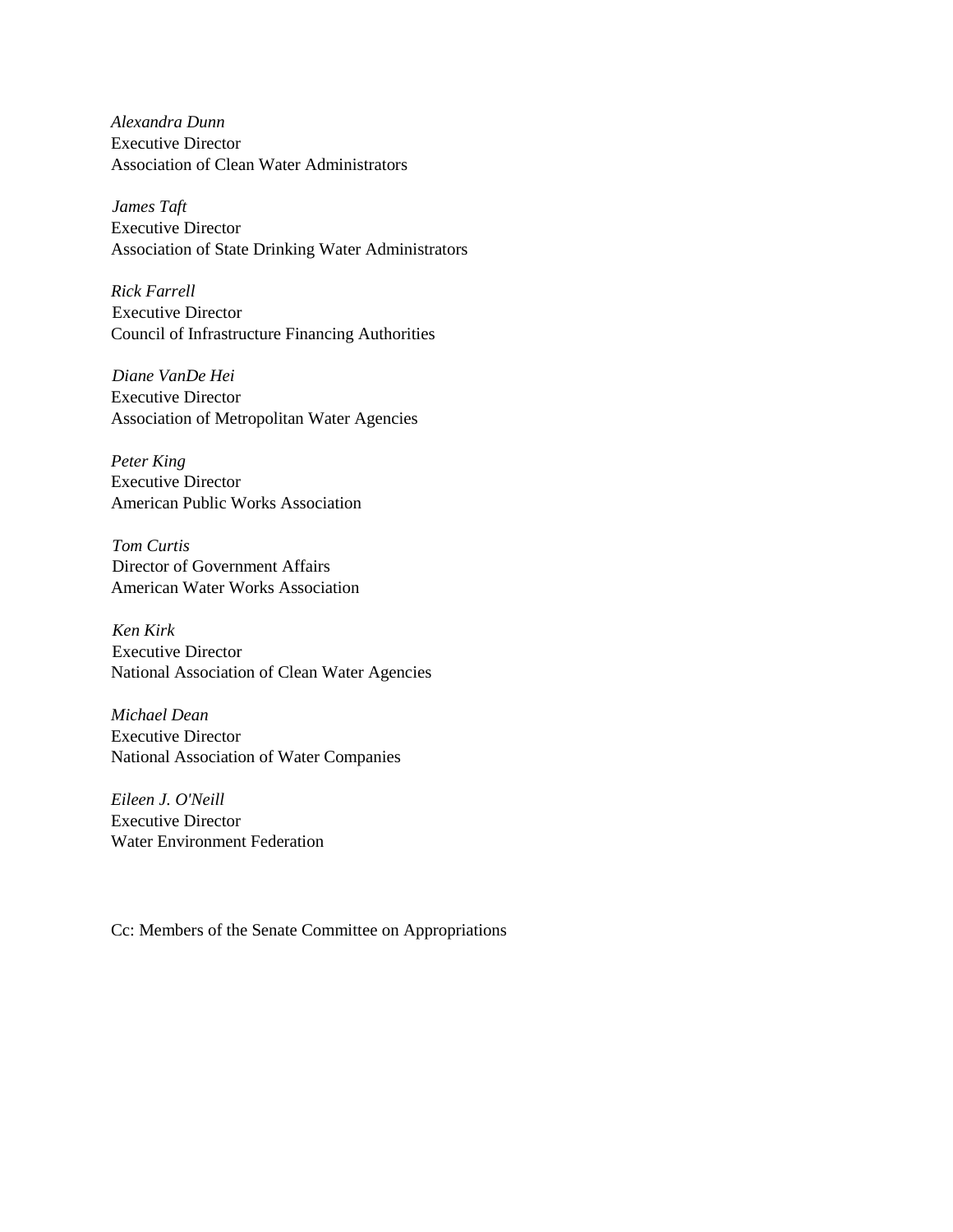*Alexandra Dunn*
Executive Director
Association of Clean Water Administrators

*James Taft*
Executive Director
Association of State Drinking Water Administrators

*Rick Farrell*
Executive Director
Council of Infrastructure Financing Authorities

*Diane VanDe Hei*
Executive Director
Association of Metropolitan Water Agencies

*Peter King*
Executive Director
American Public Works Association

*Tom Curtis*
Director of Government Affairs
American Water Works Association

*Ken Kirk*
Executive Director
National Association of Clean Water Agencies

*Michael Dean*
Executive Director
National Association of Water Companies

*Eileen J. O'Neill*
Executive Director
Water Environment Federation

Cc: Members of the Senate Committee on Appropriations